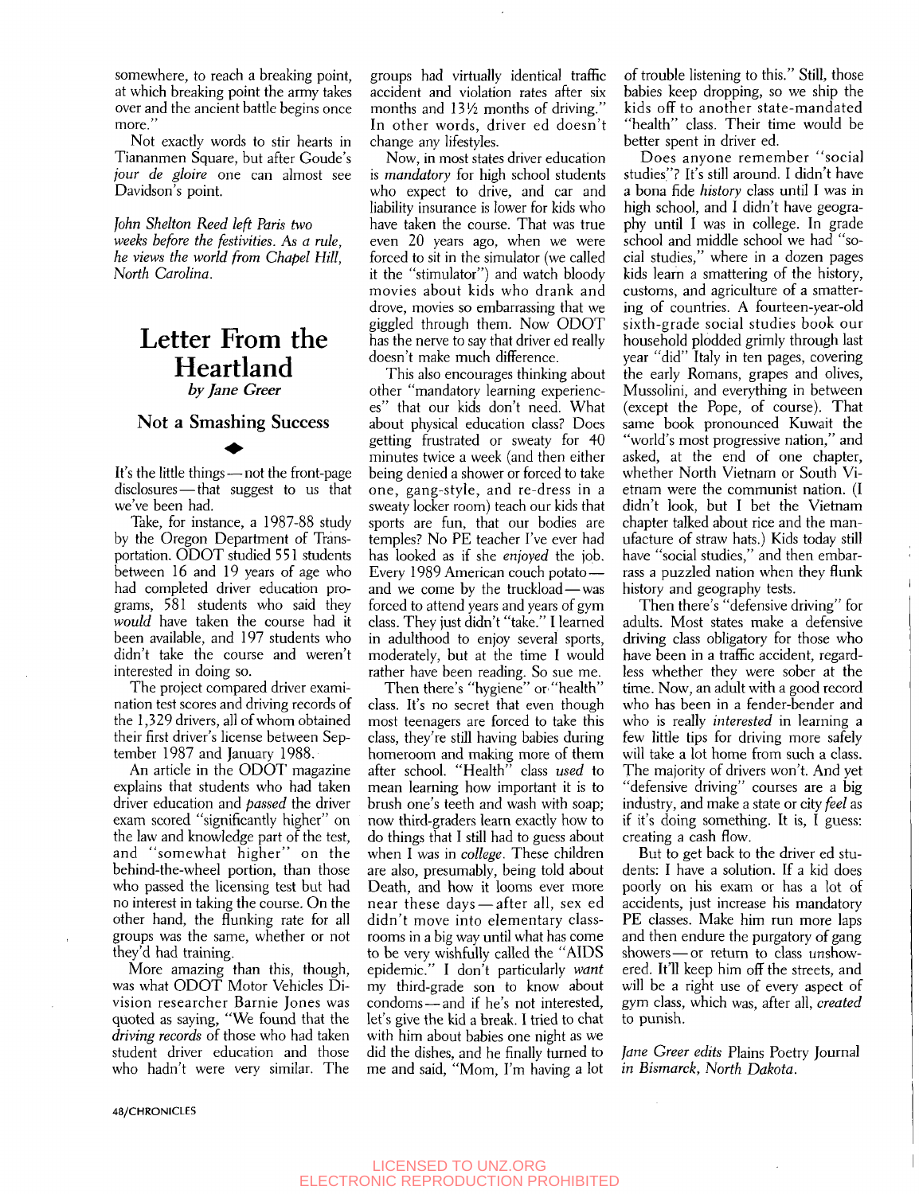somewhere, to reach a breaking point, at which breaking point the army takes over and the ancient battle begins once more."

Not exactly words to stir hearts in Tiananmen Square, but after Goude's *jour de gloire* one can almost see Davidson's point.

*John Shelton Reed left Paris two weeks before the festivities. As a rule, he views the world from Chapel Hill, North Carolina.*

# Letter From the Heartland

*by Jane Greer*

## Not a Smashing Success

It's the little things — not the front-page disclosures — that suggest to us that we've been had.

Take, for instance, a 1987-88 study by the Oregon Department of Transportation. ODOT studied 551 students between 16 and 19 years of age who had completed driver education programs, 581 students who said they *would* have taken the course had it been available, and 197 students who didn't take the course and weren't interested in doing so.

The project compared driver examination test scores and driving records of the 1,329 drivers, all of whom obtained their first driver's license between September 1987 and January 1988.

An article in the ODOT magazine explains that students who had taken driver education and *passed* the driver exam scored "significantly higher" on the law and knowledge part of the test, and "somewhat higher" on the behind-the-wheel portion, than those who passed the licensing test but had no interest in taking the course. On the other hand, the flunking rate for all groups was the same, whether or not they'd had training.

More amazing than this, though, was what ODOT Motor Vehicles Division researcher Barnie Jones was quoted as saying, "We found that the *driving records* of those who had taken student driver education and those who hadn't were very similar. The groups had virtually identical traffic accident and violation rates after six months and 13½ months of driving." In other words, driver ed doesn't change any lifestyles.

Now, in most states driver education is *mandatory* for high school students who expect to drive, and car and liability insurance is lower for kids who have taken the course. That was true even 20 years ago, when we were forced to sit in the simulator (we called it the "stimulator") and watch bloody movies about kids who drank and drove, movies so embarrassing that we giggled through them. Now ODOT has the nerve to say that driver ed really doesn't make much difference.

This also encourages thinking about other "mandatory learning experiences" that our kids don't need. What about physical education class? Does getting frustrated or sweaty for 40 minutes twice a week (and then either being denied a shower or forced to take one, gang-style, and re-dress in a sweaty locker room) teach our kids that sports are fun, that our bodies are temples? No PE teacher I've ever had has looked as if she *enjoyed* the job. Every 1989 American couch potato — and we come by the truckload — was forced to attend years and years of gym class. They just didn't "take." I learned in adulthood to enjoy several sports, moderately, but at the time I would rather have been reading. So sue me.

Then there's "hygiene" or "health" class. It's no secret that even though most teenagers are forced to take this class, they're still having babies during homeroom and making more of them after school. "Health" class *used* to mean learning how important it is to brush one's teeth and wash with soap; now third-graders learn exactly how to do things that I still had to guess about when I was in *college*. These children are also, presumably, being told about Death, and how it looms ever more near these days — after all, sex ed didn't move into elementary classrooms in a big way until what has come to be very wishfully called the "AIDS epidemic." I don't particularly *want* my third-grade son to know about condoms — and if he's not interested, let's give the kid a break. I tried to chat with him about babies one night as we did the dishes, and he finally turned to me and said, "Mom, I'm having a lot of trouble listening to this." Still, those babies keep dropping, so we ship the kids off to another state-mandated "health" class. Their time would be better spent in driver ed.

Does anyone remember "social studies"? It's still around. I didn't have a bona fide *history* class until I was in high school, and I didn't have geography until I was in college. In grade school and middle school we had "social studies," where in a dozen pages kids learn a smattering of the history, customs, and agriculture of a smattering of countries. A fourteen-year-old sixth-grade social studies book our household plodded grimly through last year "did" Italy in ten pages, covering the early Romans, grapes and olives, Mussolini, and everything in between (except the Pope, of course). That same book pronounced Kuwait the "world's most progressive nation," and asked, at the end of one chapter, whether North Vietnam or South Vietnam were the communist nation. (I didn't look, but I bet the Vietnam chapter talked about rice and the manufacture of straw hats.) Kids today still have "social studies," and then embarrass a puzzled nation when they flunk history and geography tests.

Then there's "defensive driving" for adults. Most states make a defensive driving class obligatory for those who have been in a traffic accident, regardless whether they were sober at the time. Now, an adult with a good record who has been in a fender-bender and who is really *interested* in learning a few little tips for driving more safely will take a lot home from such a class. The majority of drivers won't. And yet "defensive driving" courses are a big industry, and make a state or city *feel* as if it's doing something. It is, I guess: creating a cash flow.

But to get back to the driver ed students: I have a solution. If a kid does poorly on his exam or has a lot of accidents, just increase his mandatory PE classes. Make him run more laps and then endure the purgatory of gang showers — or return to class unshowered. It'll keep him off the streets, and will be a right use of every aspect of gym class, which was, after all, *created* to punish.

*Jane Greer edits* Plains Poetry Journal *in Bismarck, North Dakota.*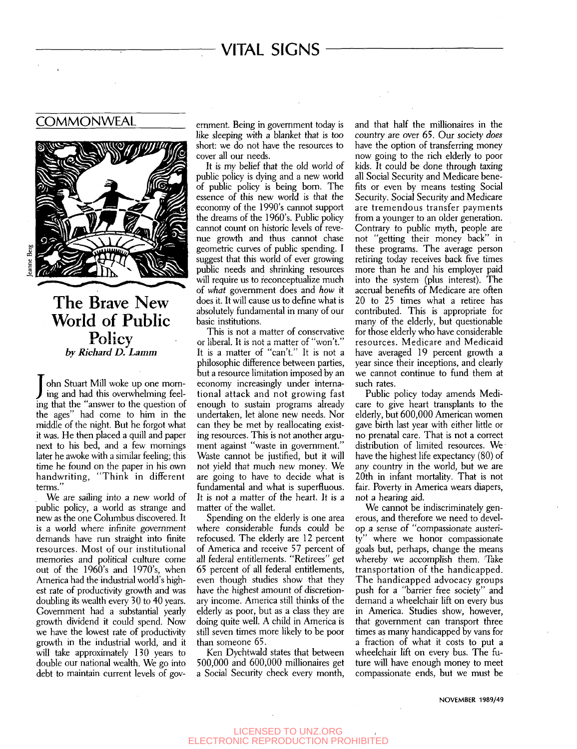## COMMONWEAL

# The Brave New World of Public Policy

***by Richard D. Lamm***

John Stuart Mill woke up one morning and had this overwhelming feeling that the "answer to the question of the ages" had come to him in the middle of the night. But he forgot what it was. He then placed a quill and paper next to his bed, and a few mornings later he awoke with a similar feeling; this time he found on the paper in his own handwriting, "Think in different terms."

We are sailing into a new world of public policy, a world as strange and new as the one Columbus discovered. It is a world where infinite government demands have run straight into finite resources. Most of our institutional memories and political culture come out of the 1960's and 1970's, when America had the industrial world's highest rate of productivity growth and was doubling its wealth every 30 to 40 years. Government had a substantial yearly growth dividend it could spend. Now we have the lowest rate of productivity growth in the industrial world, and it will take approximately 130 years to double our national wealth. We go into debt to maintain current levels of government. Being in government today is like sleeping with a blanket that is too short: we do not have the resources to cover all our needs.

It is my belief that the old world of public policy is dying and a new world of public policy is being born. The essence of this new world is that the economy of the 1990's cannot support the dreams of the 1960's. Public policy cannot count on historic levels of revenue growth and thus cannot chase geometric curves of public spending. I suggest that this world of ever growing public needs and shrinking resources will require us to reconceptualize much of *what* government does and *how* it does it. It will cause us to define what is absolutely fundamental in many of our basic institutions.

This is not a matter of conservative or liberal. It is not a matter of "won't." It is a matter of "can't." It is not a philosophic difference between parties, but a resource limitation imposed by an economy increasingly under international attack and not growing fast enough to sustain programs already undertaken, let alone new needs. Nor can they be met by reallocating existing resources. This is not another argument against "waste in government." Waste cannot be justified, but it will not yield that much new money. We are going to have to decide what is fundamental and what is superfluous. It is not a matter of the heart. It is a matter of the wallet.

Spending on the elderly is one area where considerable funds could be refocused. The elderly are 12 percent of America and receive 57 percent of all federal entitlements. "Retirees" get 65 percent of all federal entitlements, even though studies show that they have the highest amount of discretionary income. America still thinks of the elderly as poor, but as a class they are doing quite well. A child in America is still seven times more likely to be poor than someone 65.

Ken Dychtwald states that between 500,000 and 600,000 millionaires get a Social Security check every month, and that half the millionaires in the country are over 65. Our society *does* have the option of transferring money now going to the rich elderly to poor kids. It could be done through taxing all Social Security and Medicare benefits or even by means testing Social Security. Social Security and Medicare are tremendous transfer payments from a younger to an older generation. Contrary to public myth, people are not "getting their money back" in these programs. The average person retiring today receives back five times more than he and his employer paid into the system (plus interest). The accrual benefits of Medicare are often 20 to 25 times what a retiree has contributed. This is appropriate for many of the elderly, but questionable for those elderly who have considerable resources. Medicare and Medicaid have averaged 19 percent growth a year since their inceptions, and clearly we cannot continue to fund them at such rates.

Public policy today amends Medicare to give heart transplants to the elderly, but 600,000 American women gave birth last year with either little or no prenatal care. That is not a correct distribution of limited resources. We have the highest life expectancy (80) of any country in the world, but we are 20th in infant mortality. That is not fair. Poverty in America wears diapers, not a hearing aid.

We cannot be indiscriminately generous, and therefore we need to develop a sense of "compassionate austerity" where we honor compassionate goals but, perhaps, change the means whereby we accomplish them. Take transportation of the handicapped. The handicapped advocacy groups push for a "barrier free society" and demand a wheelchair lift on every bus in America. Studies show, however, that government can transport three times as many handicapped by vans for a fraction of what it costs to put a wheelchair lift on every bus. The future will have enough money to meet compassionate ends, but we must be